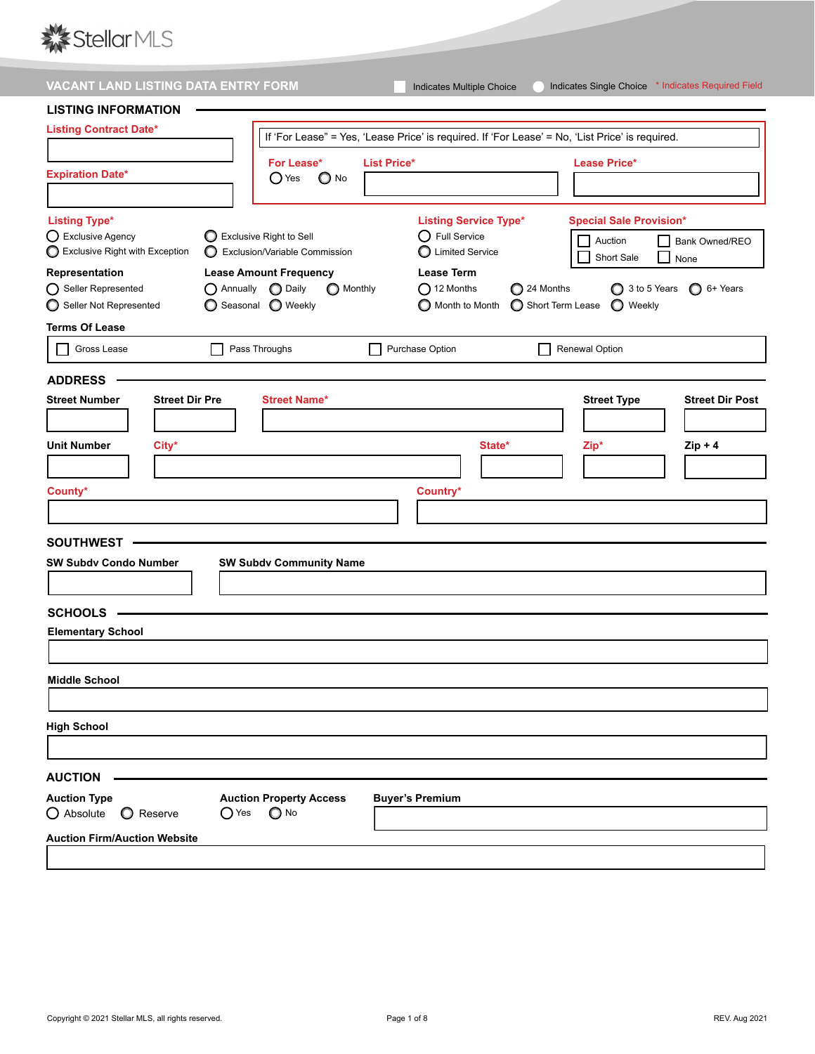StellarMLS

# VACANT LAND LISTING DATA ENTRY FORM

☐ Indicates Multiple Choice  ○ Indicates Single Choice  * Indicates Required Field

## LISTING INFORMATION

**Listing Contract Date***

**Expiration Date***

If 'For Lease" = Yes, 'Lease Price' is required. If 'For Lease' = No, 'List Price' is required.

**For Lease***
○ Yes ○ No

**List Price***

**Lease Price***

**Listing Type***
- ○ Exclusive Agency
- ○ Exclusive Right with Exception
- ○ Exclusive Right to Sell
- ○ Exclusion/Variable Commission

**Listing Service Type***
- ○ Full Service
- ○ Limited Service

**Special Sale Provision***
- ☐ Auction
- ☐ Bank Owned/REO
- ☐ Short Sale
- ☐ None

**Representation**
- ○ Seller Represented
- ○ Seller Not Represented

**Lease Amount Frequency**
- ○ Annually
- ○ Daily
- ○ Monthly
- ○ Seasonal
- ○ Weekly

**Lease Term**
- ○ 12 Months
- ○ 24 Months
- ○ 3 to 5 Years
- ○ 6+ Years
- ○ Month to Month
- ○ Short Term Lease
- ○ Weekly

**Terms Of Lease**
- ☐ Gross Lease
- ☐ Pass Throughs
- ☐ Purchase Option
- ☐ Renewal Option

## ADDRESS

**Street Number**

**Street Dir Pre**

**Street Name***

**Street Type**

**Street Dir Post**

**Unit Number**

**City***

**State***

**Zip***

**Zip + 4**

**County***

**Country***

## SOUTHWEST

**SW Subdv Condo Number**

**SW Subdv Community Name**

## SCHOOLS

**Elementary School**

**Middle School**

**High School**

## AUCTION

**Auction Type**
- ○ Absolute
- ○ Reserve

**Auction Property Access**
- ○ Yes
- ○ No

**Buyer's Premium**

**Auction Firm/Auction Website**

Copyright © 2021 Stellar MLS, all rights reserved.

REV. Aug 2021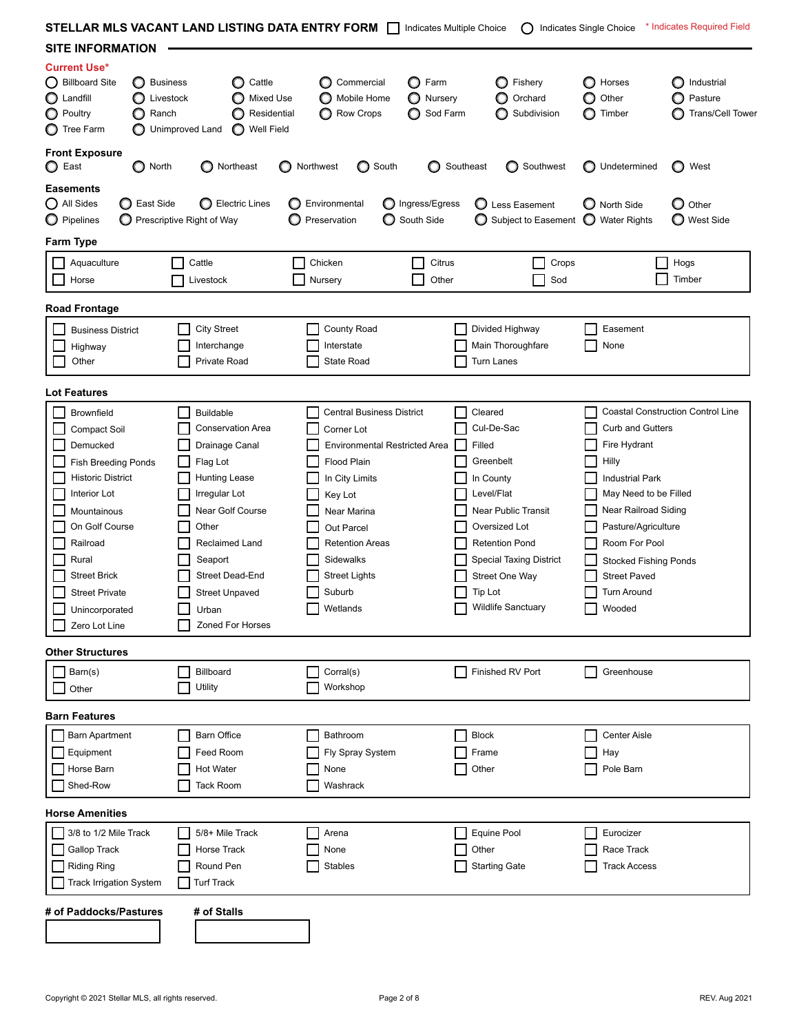# STELLAR MLS VACANT LAND LISTING DATA ENTRY FORM

☐ Indicates Multiple Choice ◯ Indicates Single Choice * Indicates Required Field

## SITE INFORMATION

### Current Use*

| | | | | | | | |
|---|---|---|---|---|---|---|---|
| ◯ Billboard Site | ◯ Business | ◯ Cattle | ◯ Commercial | ◯ Farm | ◯ Fishery | ◯ Horses | ◯ Industrial |
| ◯ Landfill | ◯ Livestock | ◯ Mixed Use | ◯ Mobile Home | ◯ Nursery | ◯ Orchard | ◯ Other | ◯ Pasture |
| ◯ Poultry | ◯ Ranch | ◯ Residential | ◯ Row Crops | ◯ Sod Farm | ◯ Subdivision | ◯ Timber | ◯ Trans/Cell Tower |
| ◯ Tree Farm | ◯ Unimproved Land | ◯ Well Field | | | | | |

### Front Exposure

| | | | | | | | | |
|---|---|---|---|---|---|---|---|---|
| ◯ East | ◯ North | ◯ Northeast | ◯ Northwest | ◯ South | ◯ Southeast | ◯ Southwest | ◯ Undetermined | ◯ West |

### Easements

| | | | | | | | |
|---|---|---|---|---|---|---|---|
| ◯ All Sides | ◯ East Side | ◯ Electric Lines | ◯ Environmental | ◯ Ingress/Egress | ◯ Less Easement | ◯ North Side | ◯ Other |
| ◯ Pipelines | ◯ Prescriptive Right of Way | | ◯ Preservation | ◯ South Side | ◯ Subject to Easement | ◯ Water Rights | ◯ West Side |

### Farm Type

| | | | | | |
|---|---|---|---|---|---|
| ☐ Aquaculture | ☐ Cattle | ☐ Chicken | ☐ Citrus | ☐ Crops | ☐ Hogs |
| ☐ Horse | ☐ Livestock | ☐ Nursery | ☐ Other | ☐ Sod | ☐ Timber |

### Road Frontage

| | | | | |
|---|---|---|---|---|
| ☐ Business District | ☐ City Street | ☐ County Road | ☐ Divided Highway | ☐ Easement |
| ☐ Highway | ☐ Interchange | ☐ Interstate | ☐ Main Thoroughfare | ☐ None |
| ☐ Other | ☐ Private Road | ☐ State Road | ☐ Turn Lanes | |

### Lot Features

| | | | | |
|---|---|---|---|---|
| ☐ Brownfield | ☐ Buildable | ☐ Central Business District | ☐ Cleared | ☐ Coastal Construction Control Line |
| ☐ Compact Soil | ☐ Conservation Area | ☐ Corner Lot | ☐ Cul-De-Sac | ☐ Curb and Gutters |
| ☐ Demucked | ☐ Drainage Canal | ☐ Environmental Restricted Area | ☐ Filled | ☐ Fire Hydrant |
| ☐ Fish Breeding Ponds | ☐ Flag Lot | ☐ Flood Plain | ☐ Greenbelt | ☐ Hilly |
| ☐ Historic District | ☐ Hunting Lease | ☐ In City Limits | ☐ In County | ☐ Industrial Park |
| ☐ Interior Lot | ☐ Irregular Lot | ☐ Key Lot | ☐ Level/Flat | ☐ May Need to be Filled |
| ☐ Mountainous | ☐ Near Golf Course | ☐ Near Marina | ☐ Near Public Transit | ☐ Near Railroad Siding |
| ☐ On Golf Course | ☐ Other | ☐ Out Parcel | ☐ Oversized Lot | ☐ Pasture/Agriculture |
| ☐ Railroad | ☐ Reclaimed Land | ☐ Retention Areas | ☐ Retention Pond | ☐ Room For Pool |
| ☐ Rural | ☐ Seaport | ☐ Sidewalks | ☐ Special Taxing District | ☐ Stocked Fishing Ponds |
| ☐ Street Brick | ☐ Street Dead-End | ☐ Street Lights | ☐ Street One Way | ☐ Street Paved |
| ☐ Street Private | ☐ Street Unpaved | ☐ Suburb | ☐ Tip Lot | ☐ Turn Around |
| ☐ Unincorporated | ☐ Urban | ☐ Wetlands | ☐ Wildlife Sanctuary | ☐ Wooded |
| ☐ Zero Lot Line | ☐ Zoned For Horses | | | |

### Other Structures

| | | | | |
|---|---|---|---|---|
| ☐ Barn(s) | ☐ Billboard | ☐ Corral(s) | ☐ Finished RV Port | ☐ Greenhouse |
| ☐ Other | ☐ Utility | ☐ Workshop | | |

### Barn Features

| | | | | |
|---|---|---|---|---|
| ☐ Barn Apartment | ☐ Barn Office | ☐ Bathroom | ☐ Block | ☐ Center Aisle |
| ☐ Equipment | ☐ Feed Room | ☐ Fly Spray System | ☐ Frame | ☐ Hay |
| ☐ Horse Barn | ☐ Hot Water | ☐ None | ☐ Other | ☐ Pole Barn |
| ☐ Shed-Row | ☐ Tack Room | ☐ Washrack | | |

### Horse Amenities

| | | | | |
|---|---|---|---|---|
| ☐ 3/8 to 1/2 Mile Track | ☐ 5/8+ Mile Track | ☐ Arena | ☐ Equine Pool | ☐ Eurocizer |
| ☐ Gallop Track | ☐ Horse Track | ☐ None | ☐ Other | ☐ Race Track |
| ☐ Riding Ring | ☐ Round Pen | ☐ Stables | ☐ Starting Gate | ☐ Track Access |
| ☐ Track Irrigation System | ☐ Turf Track | | | |

**# of Paddocks/Pastures** ________ **# of Stalls** ________

Copyright © 2021 Stellar MLS, all rights reserved. REV. Aug 2021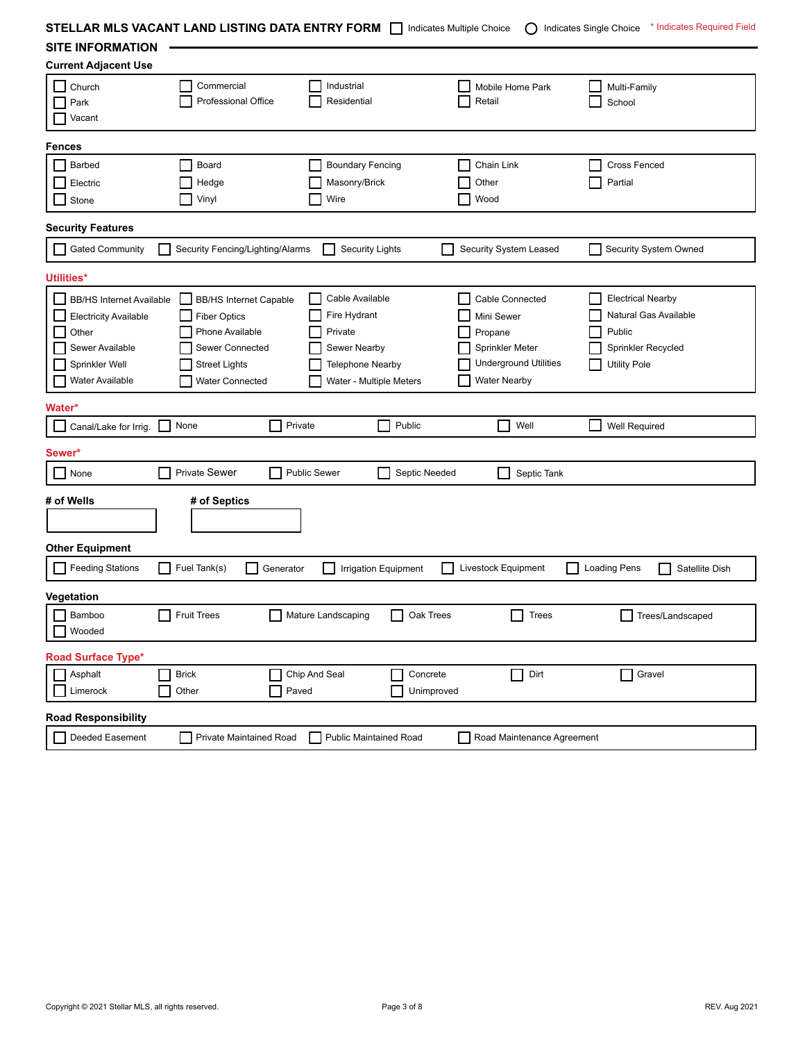# STELLAR MLS VACANT LAND LISTING DATA ENTRY FORM

☐ Indicates Multiple Choice ◯ Indicates Single Choice * Indicates Required Field

## SITE INFORMATION

### Current Adjacent Use

- ☐ Church
- ☐ Commercial
- ☐ Industrial
- ☐ Mobile Home Park
- ☐ Multi-Family
- ☐ Park
- ☐ Professional Office
- ☐ Residential
- ☐ Retail
- ☐ School
- ☐ Vacant

### Fences

- ☐ Barbed
- ☐ Board
- ☐ Boundary Fencing
- ☐ Chain Link
- ☐ Cross Fenced
- ☐ Electric
- ☐ Hedge
- ☐ Masonry/Brick
- ☐ Other
- ☐ Partial
- ☐ Stone
- ☐ Vinyl
- ☐ Wire
- ☐ Wood

### Security Features

- ☐ Gated Community
- ☐ Security Fencing/Lighting/Alarms
- ☐ Security Lights
- ☐ Security System Leased
- ☐ Security System Owned

### Utilities*

- ☐ BB/HS Internet Available
- ☐ BB/HS Internet Capable
- ☐ Cable Available
- ☐ Cable Connected
- ☐ Electrical Nearby
- ☐ Electricity Available
- ☐ Fiber Optics
- ☐ Fire Hydrant
- ☐ Mini Sewer
- ☐ Natural Gas Available
- ☐ Other
- ☐ Phone Available
- ☐ Private
- ☐ Propane
- ☐ Public
- ☐ Sewer Available
- ☐ Sewer Connected
- ☐ Sewer Nearby
- ☐ Sprinkler Meter
- ☐ Sprinkler Recycled
- ☐ Sprinkler Well
- ☐ Street Lights
- ☐ Telephone Nearby
- ☐ Underground Utilities
- ☐ Utility Pole
- ☐ Water Available
- ☐ Water Connected
- ☐ Water - Multiple Meters
- ☐ Water Nearby

### Water*

- ☐ Canal/Lake for Irrig.
- ☐ None
- ☐ Private
- ☐ Public
- ☐ Well
- ☐ Well Required

### Sewer*

- ☐ None
- ☐ Private Sewer
- ☐ Public Sewer
- ☐ Septic Needed
- ☐ Septic Tank

### # of Wells

\_\_\_\_\_\_\_\_\_\_

### # of Septics

\_\_\_\_\_\_\_\_\_\_

### Other Equipment

- ☐ Feeding Stations
- ☐ Fuel Tank(s)
- ☐ Generator
- ☐ Irrigation Equipment
- ☐ Livestock Equipment
- ☐ Loading Pens
- ☐ Satellite Dish

### Vegetation

- ☐ Bamboo
- ☐ Fruit Trees
- ☐ Mature Landscaping
- ☐ Oak Trees
- ☐ Trees
- ☐ Trees/Landscaped
- ☐ Wooded

### Road Surface Type*

- ☐ Asphalt
- ☐ Brick
- ☐ Chip And Seal
- ☐ Concrete
- ☐ Dirt
- ☐ Gravel
- ☐ Limerock
- ☐ Other
- ☐ Paved
- ☐ Unimproved

### Road Responsibility

- ☐ Deeded Easement
- ☐ Private Maintained Road
- ☐ Public Maintained Road
- ☐ Road Maintenance Agreement

Copyright © 2021 Stellar MLS, all rights reserved. REV. Aug 2021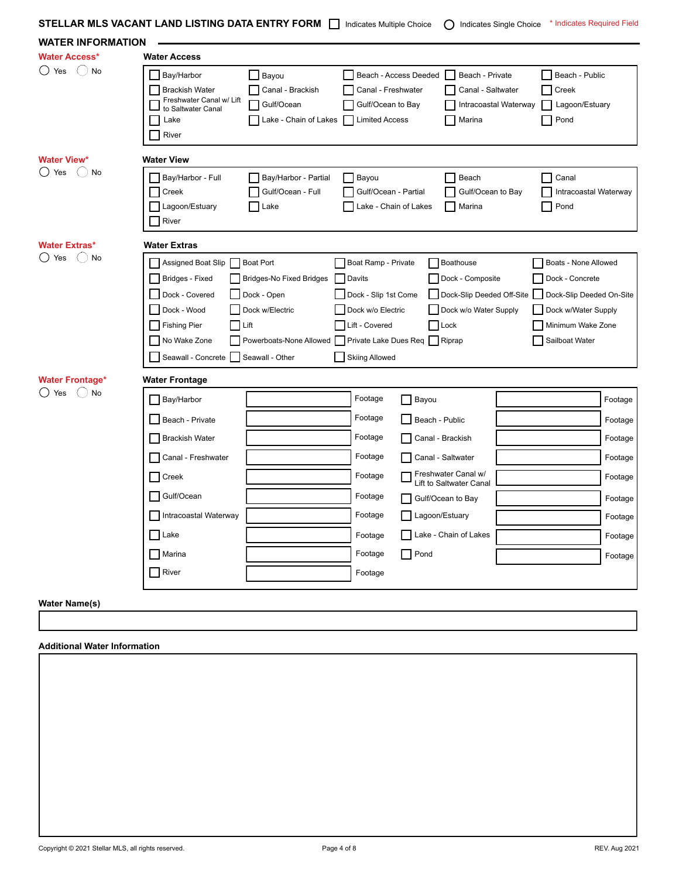## STELLAR MLS VACANT LAND LISTING DATA ENTRY FORM

☐ Indicates Multiple Choice ◯ Indicates Single Choice * Indicates Required Field

### WATER INFORMATION

**Water Access*** ◯ Yes ◯ No

**Water Access**

| | | | | |
|---|---|---|---|---|
| ☐ Bay/Harbor | ☐ Bayou | ☐ Beach - Access Deeded | ☐ Beach - Private | ☐ Beach - Public |
| ☐ Brackish Water | ☐ Canal - Brackish | ☐ Canal - Freshwater | ☐ Canal - Saltwater | ☐ Creek |
| ☐ Freshwater Canal w/ Lift to Saltwater Canal | ☐ Gulf/Ocean | ☐ Gulf/Ocean to Bay | ☐ Intracoastal Waterway | ☐ Lagoon/Estuary |
| ☐ Lake | ☐ Lake - Chain of Lakes | ☐ Limited Access | ☐ Marina | ☐ Pond |
| ☐ River | | | | |

**Water View*** ◯ Yes ◯ No

**Water View**

| | | | | |
|---|---|---|---|---|
| ☐ Bay/Harbor - Full | ☐ Bay/Harbor - Partial | ☐ Bayou | ☐ Beach | ☐ Canal |
| ☐ Creek | ☐ Gulf/Ocean - Full | ☐ Gulf/Ocean - Partial | ☐ Gulf/Ocean to Bay | ☐ Intracoastal Waterway |
| ☐ Lagoon/Estuary | ☐ Lake | ☐ Lake - Chain of Lakes | ☐ Marina | ☐ Pond |
| ☐ River | | | | |

**Water Extras*** ◯ Yes ◯ No

**Water Extras**

| | | | | |
|---|---|---|---|---|
| ☐ Assigned Boat Slip | ☐ Boat Port | ☐ Boat Ramp - Private | ☐ Boathouse | ☐ Boats - None Allowed |
| ☐ Bridges - Fixed | ☐ Bridges-No Fixed Bridges | ☐ Davits | ☐ Dock - Composite | ☐ Dock - Concrete |
| ☐ Dock - Covered | ☐ Dock - Open | ☐ Dock - Slip 1st Come | ☐ Dock-Slip Deeded Off-Site | ☐ Dock-Slip Deeded On-Site |
| ☐ Dock - Wood | ☐ Dock w/Electric | ☐ Dock w/o Electric | ☐ Dock w/o Water Supply | ☐ Dock w/Water Supply |
| ☐ Fishing Pier | ☐ Lift | ☐ Lift - Covered | ☐ Lock | ☐ Minimum Wake Zone |
| ☐ No Wake Zone | ☐ Powerboats-None Allowed | ☐ Private Lake Dues Req | ☐ Riprap | ☐ Sailboat Water |
| ☐ Seawall - Concrete | ☐ Seawall - Other | ☐ Skiing Allowed | | |

**Water Frontage*** ◯ Yes ◯ No

**Water Frontage**

| | | | |
|---|---|---|---|
| ☐ Bay/Harbor | ______ Footage | ☐ Bayou | ______ Footage |
| ☐ Beach - Private | ______ Footage | ☐ Beach - Public | ______ Footage |
| ☐ Brackish Water | ______ Footage | ☐ Canal - Brackish | ______ Footage |
| ☐ Canal - Freshwater | ______ Footage | ☐ Canal - Saltwater | ______ Footage |
| ☐ Creek | ______ Footage | ☐ Freshwater Canal w/ Lift to Saltwater Canal | ______ Footage |
| ☐ Gulf/Ocean | ______ Footage | ☐ Gulf/Ocean to Bay | ______ Footage |
| ☐ Intracoastal Waterway | ______ Footage | ☐ Lagoon/Estuary | ______ Footage |
| ☐ Lake | ______ Footage | ☐ Lake - Chain of Lakes | ______ Footage |
| ☐ Marina | ______ Footage | ☐ Pond | ______ Footage |
| ☐ River | ______ Footage | | |

**Water Name(s)**

______________________________

**Additional Water Information**

______________________________

Copyright © 2021 Stellar MLS, all rights reserved.

REV. Aug 2021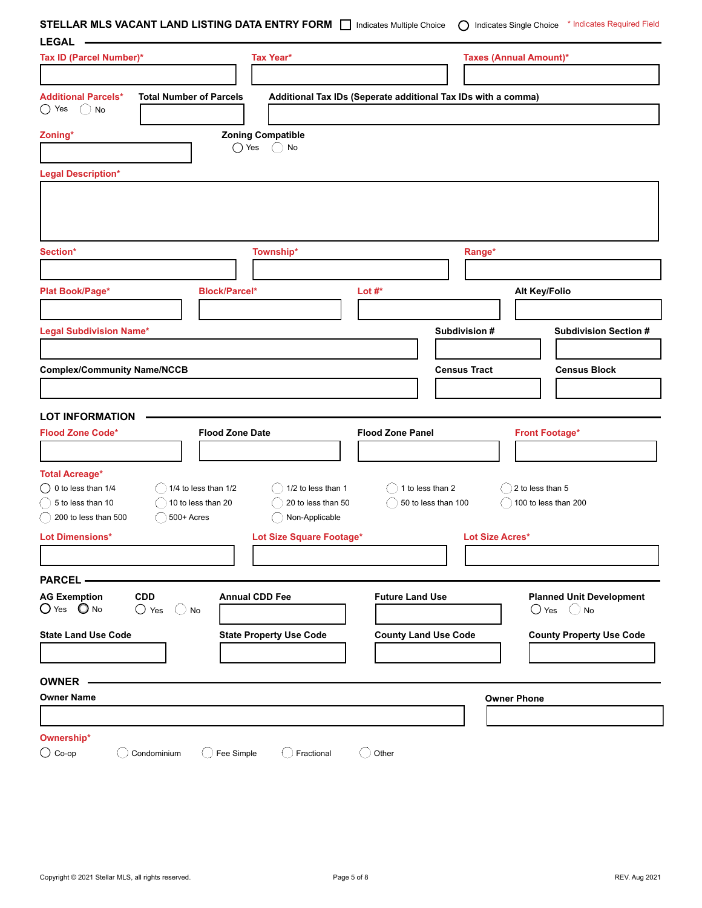# STELLAR MLS VACANT LAND LISTING DATA ENTRY FORM

☐ Indicates Multiple Choice ◯ Indicates Single Choice * Indicates Required Field

## LEGAL

**Tax ID (Parcel Number)***

**Tax Year***

**Taxes (Annual Amount)***

**Additional Parcels***
◯ Yes ◯ No

**Total Number of Parcels**

**Additional Tax IDs (Seperate additional Tax IDs with a comma)**

**Zoning***

**Zoning Compatible**
◯ Yes ◯ No

**Legal Description***

**Section***

**Township***

**Range***

**Plat Book/Page***

**Block/Parcel***

**Lot #***

**Alt Key/Folio**

**Legal Subdivision Name***

**Subdivision #**

**Subdivision Section #**

**Complex/Community Name/NCCB**

**Census Tract**

**Census Block**

## LOT INFORMATION

**Flood Zone Code***

**Flood Zone Date**

**Flood Zone Panel**

**Front Footage***

**Total Acreage***

◯ 0 to less than 1/4
◯ 1/4 to less than 1/2
◯ 1/2 to less than 1
◯ 1 to less than 2
◯ 2 to less than 5
◯ 5 to less than 10
◯ 10 to less than 20
◯ 20 to less than 50
◯ 50 to less than 100
◯ 100 to less than 200
◯ 200 to less than 500
◯ 500+ Acres
◯ Non-Applicable

**Lot Dimensions***

**Lot Size Square Footage***

**Lot Size Acres***

## PARCEL

**AG Exemption**
◯ Yes ◯ No

**CDD**
◯ Yes ◯ No

**Annual CDD Fee**

**Future Land Use**

**Planned Unit Development**
◯ Yes ◯ No

**State Land Use Code**

**State Property Use Code**

**County Land Use Code**

**County Property Use Code**

## OWNER

**Owner Name**

**Owner Phone**

**Ownership***

◯ Co-op ◯ Condominium ◯ Fee Simple ◯ Fractional ◯ Other

Copyright © 2021 Stellar MLS, all rights reserved.

REV. Aug 2021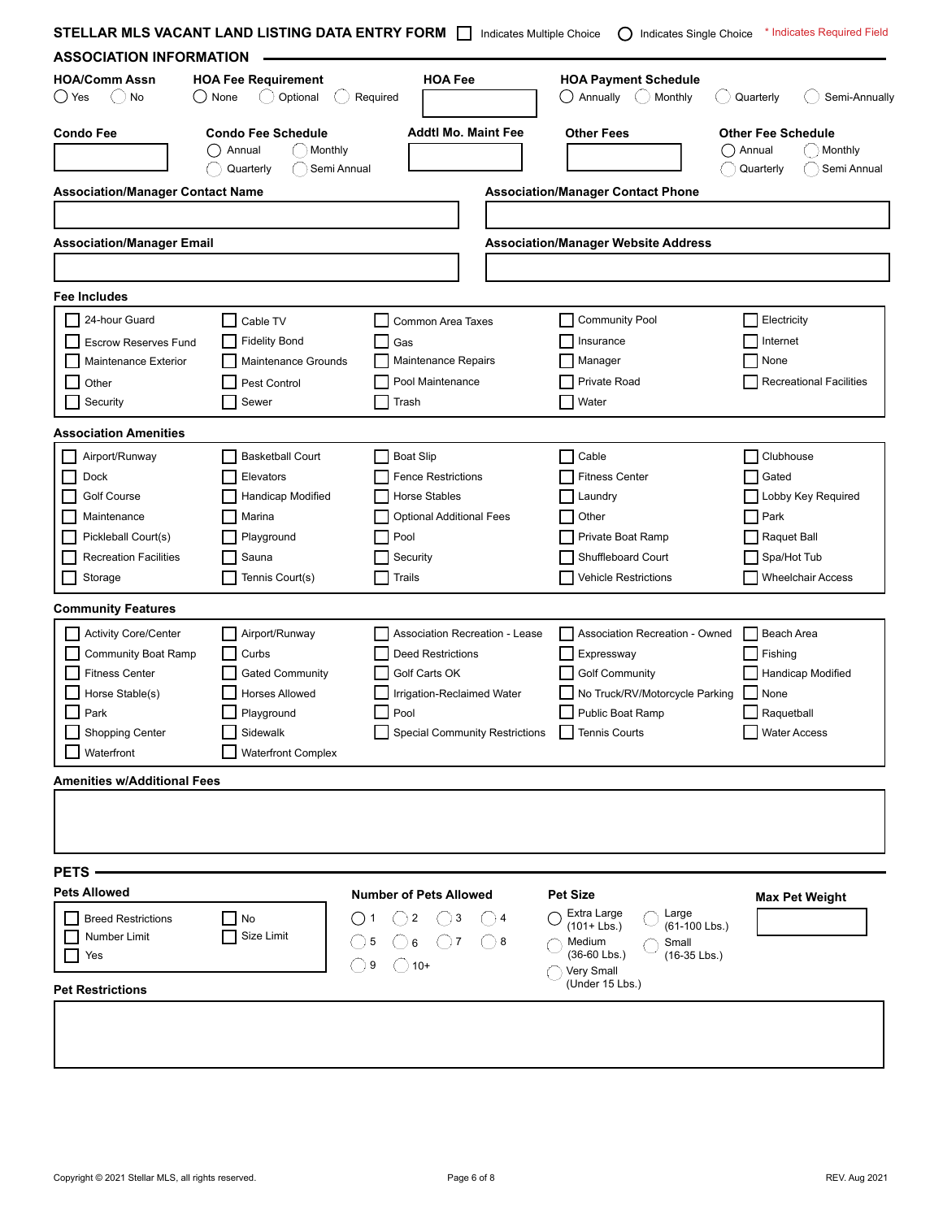# STELLAR MLS VACANT LAND LISTING DATA ENTRY FORM

☐ Indicates Multiple Choice ◯ Indicates Single Choice * Indicates Required Field

## ASSOCIATION INFORMATION

**HOA/Comm Assn**
◯ Yes ◯ No

**HOA Fee Requirement**
◯ None ◯ Optional ◯ Required

**HOA Fee**

**HOA Payment Schedule**
◯ Annually ◯ Monthly ◯ Quarterly ◯ Semi-Annually

**Condo Fee**

**Condo Fee Schedule**
◯ Annual ◯ Monthly ◯ Quarterly ◯ Semi Annual

**Addtl Mo. Maint Fee**

**Other Fees**

**Other Fee Schedule**
◯ Annual ◯ Monthly ◯ Quarterly ◯ Semi Annual

**Association/Manager Contact Name**

**Association/Manager Contact Phone**

**Association/Manager Email**

**Association/Manager Website Address**

### Fee Includes

| | | | | |
|---|---|---|---|---|
| ☐ 24-hour Guard | ☐ Cable TV | ☐ Common Area Taxes | ☐ Community Pool | ☐ Electricity |
| ☐ Escrow Reserves Fund | ☐ Fidelity Bond | ☐ Gas | ☐ Insurance | ☐ Internet |
| ☐ Maintenance Exterior | ☐ Maintenance Grounds | ☐ Maintenance Repairs | ☐ Manager | ☐ None |
| ☐ Other | ☐ Pest Control | ☐ Pool Maintenance | ☐ Private Road | ☐ Recreational Facilities |
| ☐ Security | ☐ Sewer | ☐ Trash | ☐ Water | |

### Association Amenities

| | | | | |
|---|---|---|---|---|
| ☐ Airport/Runway | ☐ Basketball Court | ☐ Boat Slip | ☐ Cable | ☐ Clubhouse |
| ☐ Dock | ☐ Elevators | ☐ Fence Restrictions | ☐ Fitness Center | ☐ Gated |
| ☐ Golf Course | ☐ Handicap Modified | ☐ Horse Stables | ☐ Laundry | ☐ Lobby Key Required |
| ☐ Maintenance | ☐ Marina | ☐ Optional Additional Fees | ☐ Other | ☐ Park |
| ☐ Pickleball Court(s) | ☐ Playground | ☐ Pool | ☐ Private Boat Ramp | ☐ Raquet Ball |
| ☐ Recreation Facilities | ☐ Sauna | ☐ Security | ☐ Shuffleboard Court | ☐ Spa/Hot Tub |
| ☐ Storage | ☐ Tennis Court(s) | ☐ Trails | ☐ Vehicle Restrictions | ☐ Wheelchair Access |

### Community Features

| | | | | |
|---|---|---|---|---|
| ☐ Activity Core/Center | ☐ Airport/Runway | ☐ Association Recreation - Lease | ☐ Association Recreation - Owned | ☐ Beach Area |
| ☐ Community Boat Ramp | ☐ Curbs | ☐ Deed Restrictions | ☐ Expressway | ☐ Fishing |
| ☐ Fitness Center | ☐ Gated Community | ☐ Golf Carts OK | ☐ Golf Community | ☐ Handicap Modified |
| ☐ Horse Stable(s) | ☐ Horses Allowed | ☐ Irrigation-Reclaimed Water | ☐ No Truck/RV/Motorcycle Parking | ☐ None |
| ☐ Park | ☐ Playground | ☐ Pool | ☐ Public Boat Ramp | ☐ Raquetball |
| ☐ Shopping Center | ☐ Sidewalk | ☐ Special Community Restrictions | ☐ Tennis Courts | ☐ Water Access |
| ☐ Waterfront | ☐ Waterfront Complex | | | |

### Amenities w/Additional Fees

## PETS

**Pets Allowed**
☐ Breed Restrictions ☐ No
☐ Number Limit ☐ Size Limit
☐ Yes

**Number of Pets Allowed**
◯ 1 ◯ 2 ◯ 3 ◯ 4
◯ 5 ◯ 6 ◯ 7 ◯ 8
◯ 9 ◯ 10+

**Pet Size**
◯ Extra Large (101+ Lbs.) ◯ Large (61-100 Lbs.)
◯ Medium (36-60 Lbs.) ◯ Small (16-35 Lbs.)
◯ Very Small (Under 15 Lbs.)

**Max Pet Weight**

**Pet Restrictions**

Copyright © 2021 Stellar MLS, all rights reserved. REV. Aug 2021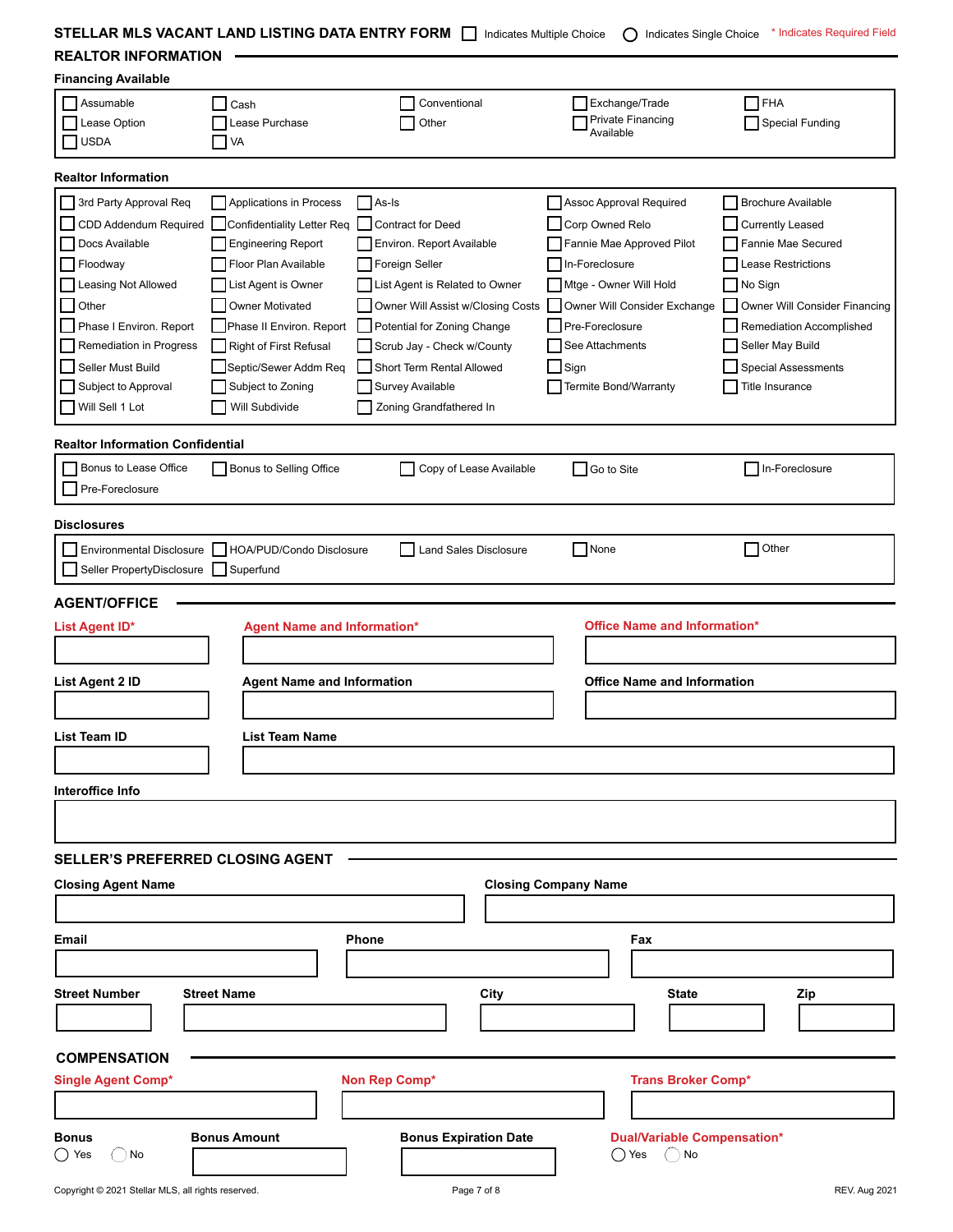# STELLAR MLS VACANT LAND LISTING DATA ENTRY FORM

☐ Indicates Multiple Choice ◯ Indicates Single Choice * Indicates Required Field

## REALTOR INFORMATION

### Financing Available

☐ Assumable ☐ Cash ☐ Conventional ☐ Exchange/Trade ☐ FHA
☐ Lease Option ☐ Lease Purchase ☐ Other ☐ Private Financing Available ☐ Special Funding
☐ USDA ☐ VA

### Realtor Information

☐ 3rd Party Approval Req ☐ Applications in Process ☐ As-Is ☐ Assoc Approval Required ☐ Brochure Available
☐ CDD Addendum Required ☐ Confidentiality Letter Req ☐ Contract for Deed ☐ Corp Owned Relo ☐ Currently Leased
☐ Docs Available ☐ Engineering Report ☐ Environ. Report Available ☐ Fannie Mae Approved Pilot ☐ Fannie Mae Secured
☐ Floodway ☐ Floor Plan Available ☐ Foreign Seller ☐ In-Foreclosure ☐ Lease Restrictions
☐ Leasing Not Allowed ☐ List Agent is Owner ☐ List Agent is Related to Owner ☐ Mtge - Owner Will Hold ☐ No Sign
☐ Other ☐ Owner Motivated ☐ Owner Will Assist w/Closing Costs ☐ Owner Will Consider Exchange ☐ Owner Will Consider Financing
☐ Phase I Environ. Report ☐ Phase II Environ. Report ☐ Potential for Zoning Change ☐ Pre-Foreclosure ☐ Remediation Accomplished
☐ Remediation in Progress ☐ Right of First Refusal ☐ Scrub Jay - Check w/County ☐ See Attachments ☐ Seller May Build
☐ Seller Must Build ☐ Septic/Sewer Addm Req ☐ Short Term Rental Allowed ☐ Sign ☐ Special Assessments
☐ Subject to Approval ☐ Subject to Zoning ☐ Survey Available ☐ Termite Bond/Warranty ☐ Title Insurance
☐ Will Sell 1 Lot ☐ Will Subdivide ☐ Zoning Grandfathered In

### Realtor Information Confidential

☐ Bonus to Lease Office ☐ Bonus to Selling Office ☐ Copy of Lease Available ☐ Go to Site ☐ In-Foreclosure
☐ Pre-Foreclosure

### Disclosures

☐ Environmental Disclosure ☐ HOA/PUD/Condo Disclosure ☐ Land Sales Disclosure ☐ None ☐ Other
☐ Seller PropertyDisclosure ☐ Superfund

## AGENT/OFFICE

List Agent ID* ______ Agent Name and Information* ______ Office Name and Information* ______

List Agent 2 ID ______ Agent Name and Information ______ Office Name and Information ______

List Team ID ______ List Team Name ______

Interoffice Info ______

## SELLER'S PREFERRED CLOSING AGENT

Closing Agent Name ______ Closing Company Name ______

Email ______ Phone ______ Fax ______

Street Number ______ Street Name ______ City ______ State ______ Zip ______

## COMPENSATION

Single Agent Comp* ______ Non Rep Comp* ______ Trans Broker Comp* ______

Bonus ◯ Yes ◯ No Bonus Amount ______ Bonus Expiration Date ______ Dual/Variable Compensation* ◯ Yes ◯ No

Copyright © 2021 Stellar MLS, all rights reserved. REV. Aug 2021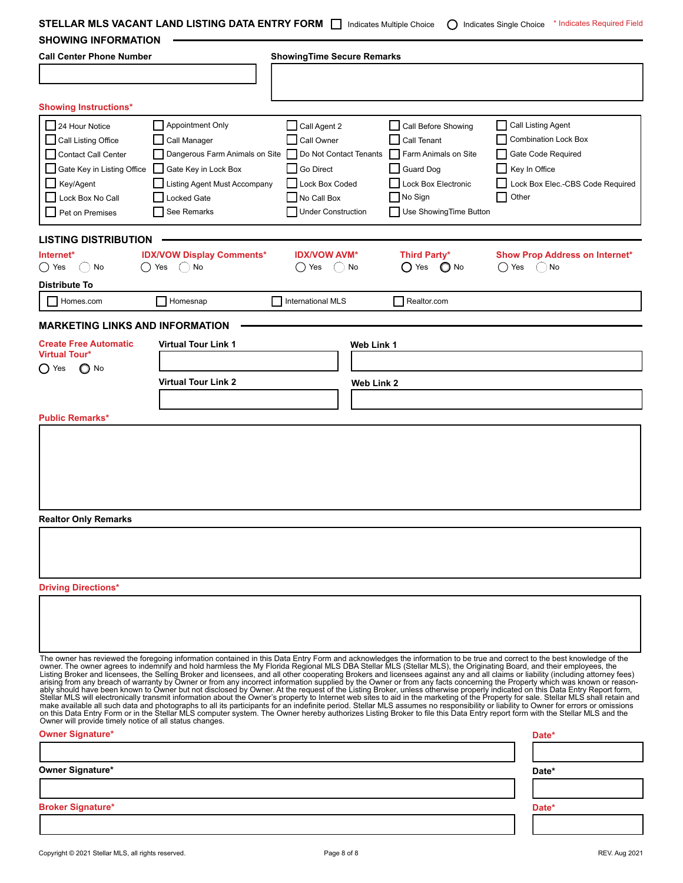# STELLAR MLS VACANT LAND LISTING DATA ENTRY FORM

☐ Indicates Multiple Choice ◯ Indicates Single Choice * Indicates Required Field

## SHOWING INFORMATION

**Call Center Phone Number**

**ShowingTime Secure Remarks**

**Showing Instructions***

| | | | | |
|---|---|---|---|---|
| ☐ 24 Hour Notice | ☐ Appointment Only | ☐ Call Agent 2 | ☐ Call Before Showing | ☐ Call Listing Agent |
| ☐ Call Listing Office | ☐ Call Manager | ☐ Call Owner | ☐ Call Tenant | ☐ Combination Lock Box |
| ☐ Contact Call Center | ☐ Dangerous Farm Animals on Site | ☐ Do Not Contact Tenants | ☐ Farm Animals on Site | ☐ Gate Code Required |
| ☐ Gate Key in Listing Office | ☐ Gate Key in Lock Box | ☐ Go Direct | ☐ Guard Dog | ☐ Key In Office |
| ☐ Key/Agent | ☐ Listing Agent Must Accompany | ☐ Lock Box Coded | ☐ Lock Box Electronic | ☐ Lock Box Elec.-CBS Code Required |
| ☐ Lock Box No Call | ☐ Locked Gate | ☐ No Call Box | ☐ No Sign | ☐ Other |
| ☐ Pet on Premises | ☐ See Remarks | ☐ Under Construction | ☐ Use ShowingTime Button | |

## LISTING DISTRIBUTION

**Internet*** ◯ Yes ◯ No

**IDX/VOW Display Comments*** ◯ Yes ◯ No

**IDX/VOW AVM*** ◯ Yes ◯ No

**Third Party*** ◯ Yes ◯ No

**Show Prop Address on Internet*** ◯ Yes ◯ No

**Distribute To**

☐ Homes.com ☐ Homesnap ☐ International MLS ☐ Realtor.com

## MARKETING LINKS AND INFORMATION

**Create Free Automatic Virtual Tour*** ◯ Yes ◯ No

**Virtual Tour Link 1**

**Web Link 1**

**Virtual Tour Link 2**

**Web Link 2**

**Public Remarks***

**Realtor Only Remarks**

**Driving Directions***

The owner has reviewed the foregoing information contained in this Data Entry Form and acknowledges the information to be true and correct to the best knowledge of the owner. The owner agrees to indemnify and hold harmless the My Florida Regional MLS DBA Stellar MLS (Stellar MLS), the Originating Board, and their employees, the Listing Broker and licensees, the Selling Broker and licensees, and all other cooperating Brokers and licensees against any and all claims or liability (including attorney fees) arising from any breach of warranty by Owner or from any incorrect information supplied by the Owner or from any facts concerning the Property which was known or reasonably should have been known to Owner but not disclosed by Owner. At the request of the Listing Broker, unless otherwise properly indicated on this Data Entry Report form, Stellar MLS will electronically transmit information about the Owner's property to Internet web sites to aid in the marketing of the Property for sale. Stellar MLS shall retain and make available all such data and photographs to all its participants for an indefinite period. Stellar MLS assumes no responsibility or liability to Owner for errors or omissions on this Data Entry Form or in the Stellar MLS computer system. The Owner hereby authorizes Listing Broker to file this Data Entry report form with the Stellar MLS and the Owner will provide timely notice of all status changes.

**Owner Signature*** **Date***

**Owner Signature*** **Date***

**Broker Signature*** **Date***

Copyright © 2021 Stellar MLS, all rights reserved. REV. Aug 2021